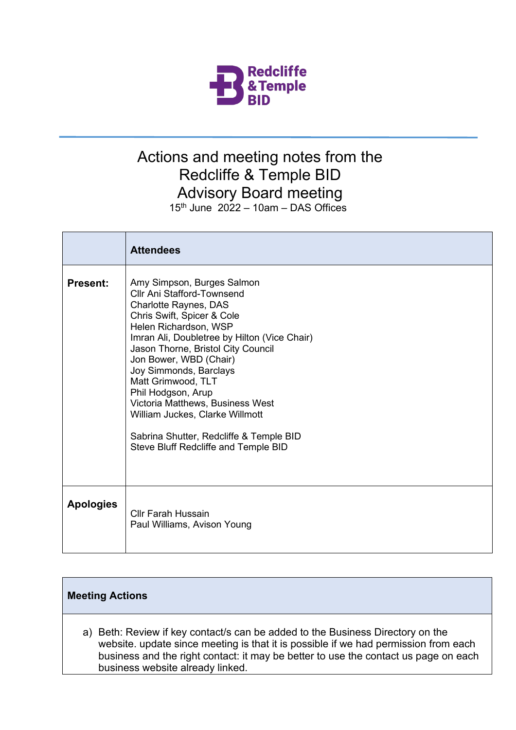Redcliffe & Temple BID

# Actions and meeting notes from the Redcliffe & Temple BID Advisory Board meeting

15th June 2022 – 10am – DAS Offices

| | **Attendees** |
|---|---|
| **Present:** | Amy Simpson, Burges Salmon<br>Cllr Ani Stafford-Townsend<br>Charlotte Raynes, DAS<br>Chris Swift, Spicer & Cole<br>Helen Richardson, WSP<br>Imran Ali, Doubletree by Hilton (Vice Chair)<br>Jason Thorne, Bristol City Council<br>Jon Bower, WBD (Chair)<br>Joy Simmonds, Barclays<br>Matt Grimwood, TLT<br>Phil Hodgson, Arup<br>Victoria Matthews, Business West<br>William Juckes, Clarke Willmott<br><br>Sabrina Shutter, Redcliffe & Temple BID<br>Steve Bluff Redcliffe and Temple BID |
| **Apologies** | Cllr Farah Hussain<br>Paul Williams, Avison Young |

| **Meeting Actions** |
|---|
| a) Beth: Review if key contact/s can be added to the Business Directory on the website. update since meeting is that it is possible if we had permission from each business and the right contact: it may be better to use the contact us page on each business website already linked. |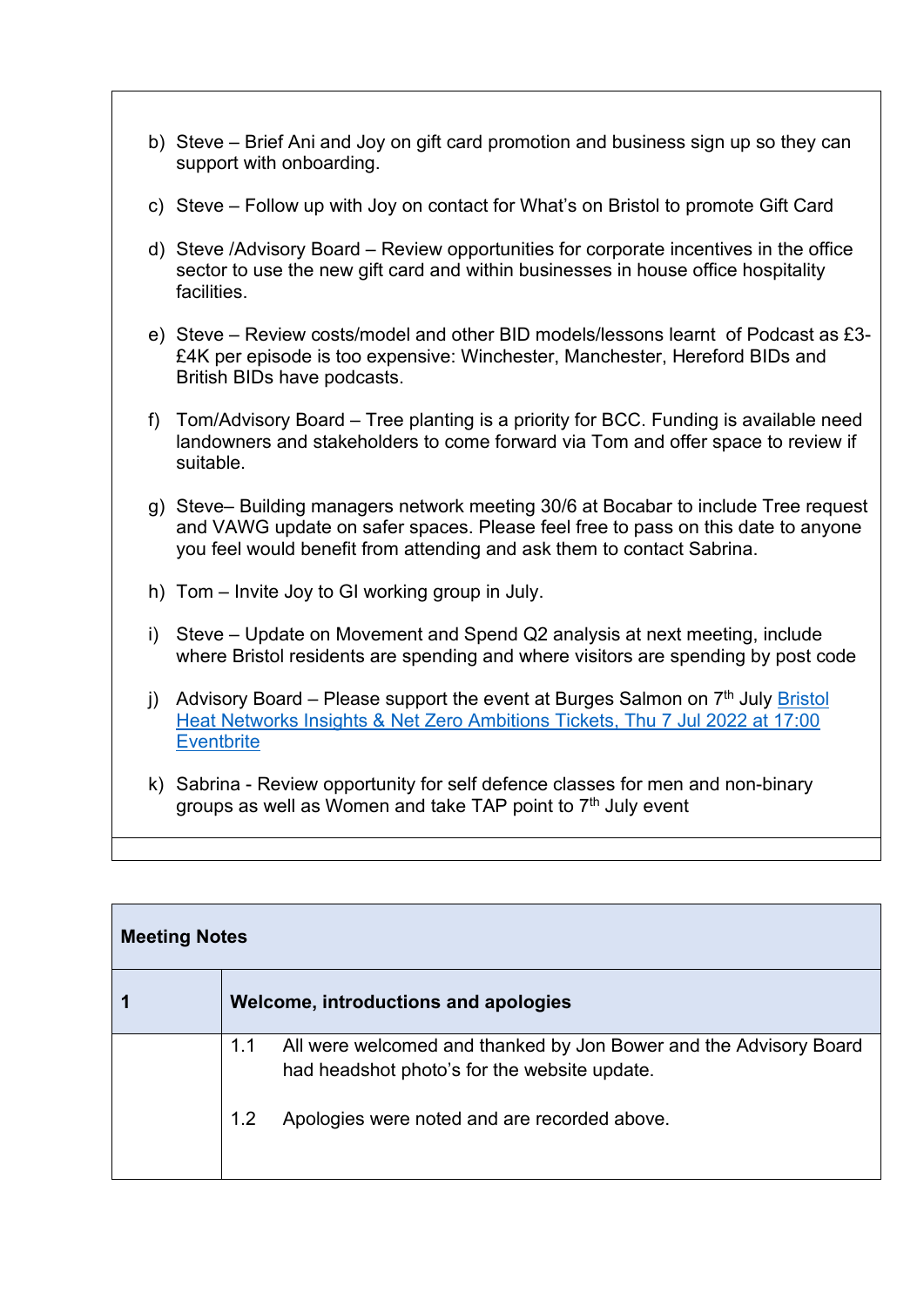b) Steve – Brief Ani and Joy on gift card promotion and business sign up so they can support with onboarding.

c) Steve – Follow up with Joy on contact for What's on Bristol to promote Gift Card

d) Steve /Advisory Board – Review opportunities for corporate incentives in the office sector to use the new gift card and within businesses in house office hospitality facilities.

e) Steve – Review costs/model and other BID models/lessons learnt of Podcast as £3-£4K per episode is too expensive: Winchester, Manchester, Hereford BIDs and British BIDs have podcasts.

f) Tom/Advisory Board – Tree planting is a priority for BCC. Funding is available need landowners and stakeholders to come forward via Tom and offer space to review if suitable.

g) Steve– Building managers network meeting 30/6 at Bocabar to include Tree request and VAWG update on safer spaces. Please feel free to pass on this date to anyone you feel would benefit from attending and ask them to contact Sabrina.

h) Tom – Invite Joy to GI working group in July.

i) Steve – Update on Movement and Spend Q2 analysis at next meeting, include where Bristol residents are spending and where visitors are spending by post code

j) Advisory Board – Please support the event at Burges Salmon on 7th July [Bristol Heat Networks Insights & Net Zero Ambitions Tickets, Thu 7 Jul 2022 at 17:00 Eventbrite]

k) Sabrina - Review opportunity for self defence classes for men and non-binary groups as well as Women and take TAP point to 7th July event

| **Meeting Notes** | |
|---|---|
| **1** | **Welcome, introductions and apologies** |
| | 1.1 All were welcomed and thanked by Jon Bower and the Advisory Board had headshot photo's for the website update. |
| | 1.2 Apologies were noted and are recorded above. |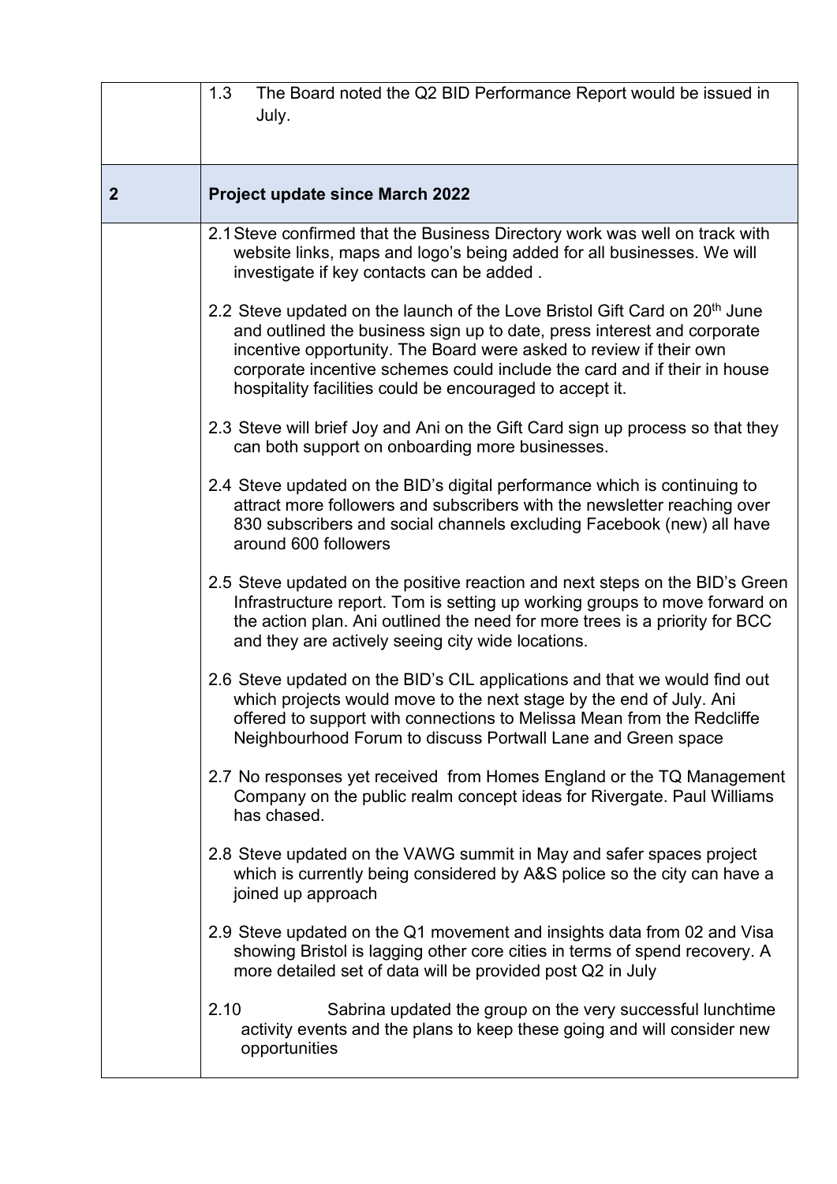| | |
|---|---|
| | 1.3 The Board noted the Q2 BID Performance Report would be issued in July. |
| **2** | **Project update since March 2022** |
| | 2.1 Steve confirmed that the Business Directory work was well on track with website links, maps and logo's being added for all businesses. We will investigate if key contacts can be added .<br><br>2.2 Steve updated on the launch of the Love Bristol Gift Card on 20th June and outlined the business sign up to date, press interest and corporate incentive opportunity. The Board were asked to review if their own corporate incentive schemes could include the card and if their in house hospitality facilities could be encouraged to accept it.<br><br>2.3 Steve will brief Joy and Ani on the Gift Card sign up process so that they can both support on onboarding more businesses.<br><br>2.4 Steve updated on the BID's digital performance which is continuing to attract more followers and subscribers with the newsletter reaching over 830 subscribers and social channels excluding Facebook (new) all have around 600 followers<br><br>2.5 Steve updated on the positive reaction and next steps on the BID's Green Infrastructure report. Tom is setting up working groups to move forward on the action plan. Ani outlined the need for more trees is a priority for BCC and they are actively seeing city wide locations.<br><br>2.6 Steve updated on the BID's CIL applications and that we would find out which projects would move to the next stage by the end of July. Ani offered to support with connections to Melissa Mean from the Redcliffe Neighbourhood Forum to discuss Portwall Lane and Green space<br><br>2.7 No responses yet received from Homes England or the TQ Management Company on the public realm concept ideas for Rivergate. Paul Williams has chased.<br><br>2.8 Steve updated on the VAWG summit in May and safer spaces project which is currently being considered by A&S police so the city can have a joined up approach<br><br>2.9 Steve updated on the Q1 movement and insights data from 02 and Visa showing Bristol is lagging other core cities in terms of spend recovery. A more detailed set of data will be provided post Q2 in July<br><br>2.10 Sabrina updated the group on the very successful lunchtime activity events and the plans to keep these going and will consider new opportunities |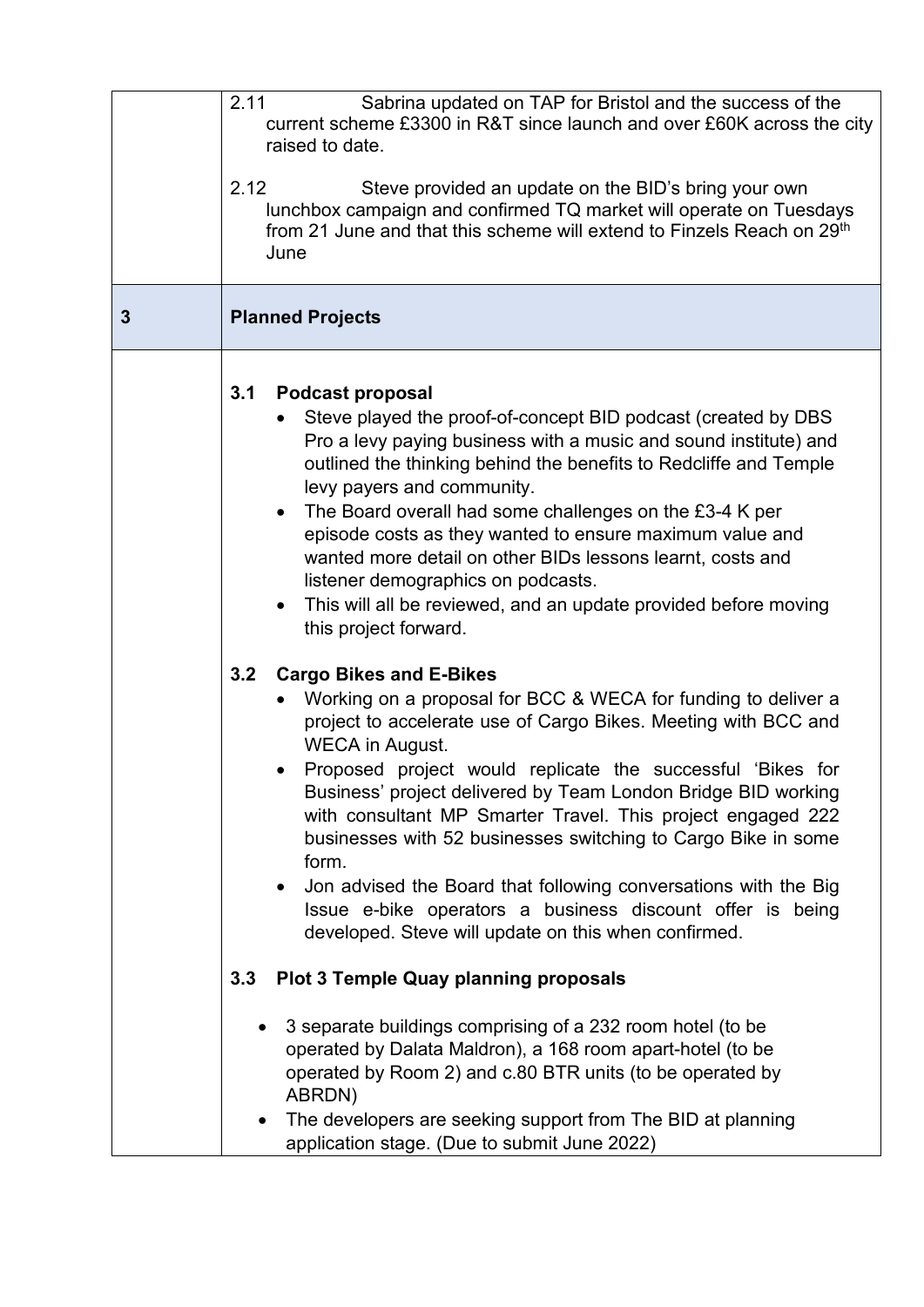| | |
|---|---|
| | 2.11 Sabrina updated on TAP for Bristol and the success of the current scheme £3300 in R&T since launch and over £60K across the city raised to date.<br><br>2.12 Steve provided an update on the BID's bring your own lunchbox campaign and confirmed TQ market will operate on Tuesdays from 21 June and that this scheme will extend to Finzels Reach on 29th June |
| **3** | **Planned Projects** |
| | **3.1 Podcast proposal**<br>• Steve played the proof-of-concept BID podcast (created by DBS Pro a levy paying business with a music and sound institute) and outlined the thinking behind the benefits to Redcliffe and Temple levy payers and community.<br>• The Board overall had some challenges on the £3-4 K per episode costs as they wanted to ensure maximum value and wanted more detail on other BIDs lessons learnt, costs and listener demographics on podcasts.<br>• This will all be reviewed, and an update provided before moving this project forward.<br><br>**3.2 Cargo Bikes and E-Bikes**<br>• Working on a proposal for BCC & WECA for funding to deliver a project to accelerate use of Cargo Bikes. Meeting with BCC and WECA in August.<br>• Proposed project would replicate the successful 'Bikes for Business' project delivered by Team London Bridge BID working with consultant MP Smarter Travel. This project engaged 222 businesses with 52 businesses switching to Cargo Bike in some form.<br>• Jon advised the Board that following conversations with the Big Issue e-bike operators a business discount offer is being developed. Steve will update on this when confirmed.<br><br>**3.3 Plot 3 Temple Quay planning proposals**<br><br>• 3 separate buildings comprising of a 232 room hotel (to be operated by Dalata Maldron), a 168 room apart-hotel (to be operated by Room 2) and c.80 BTR units (to be operated by ABRDN)<br>• The developers are seeking support from The BID at planning application stage. (Due to submit June 2022) |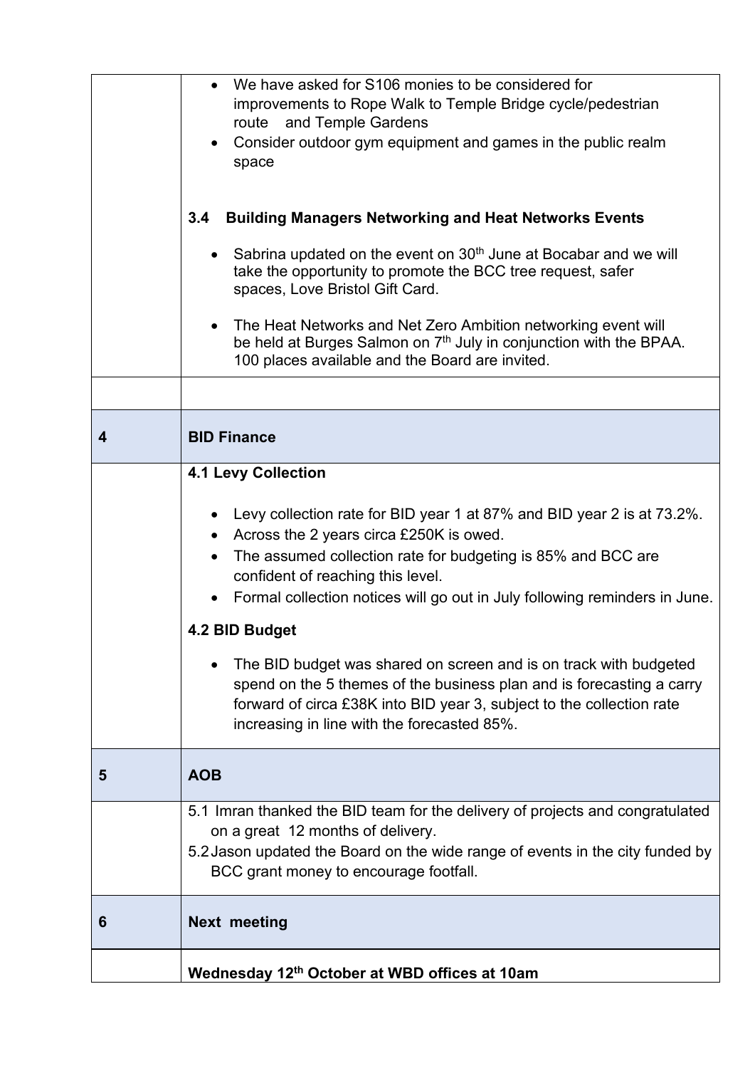| | |
|---|---|
| | • We have asked for S106 monies to be considered for improvements to Rope Walk to Temple Bridge cycle/pedestrian route and Temple Gardens<br>• Consider outdoor gym equipment and games in the public realm space<br><br>**3.4 Building Managers Networking and Heat Networks Events**<br><br>• Sabrina updated on the event on 30th June at Bocabar and we will take the opportunity to promote the BCC tree request, safer spaces, Love Bristol Gift Card.<br>• The Heat Networks and Net Zero Ambition networking event will be held at Burges Salmon on 7th July in conjunction with the BPAA. 100 places available and the Board are invited. |
| | |
| **4** | **BID Finance** |
| | **4.1 Levy Collection**<br><br>• Levy collection rate for BID year 1 at 87% and BID year 2 is at 73.2%.<br>• Across the 2 years circa £250K is owed.<br>• The assumed collection rate for budgeting is 85% and BCC are confident of reaching this level.<br>• Formal collection notices will go out in July following reminders in June.<br><br>**4.2 BID Budget**<br><br>• The BID budget was shared on screen and is on track with budgeted spend on the 5 themes of the business plan and is forecasting a carry forward of circa £38K into BID year 3, subject to the collection rate increasing in line with the forecasted 85%. |
| **5** | **AOB** |
| | 5.1 Imran thanked the BID team for the delivery of projects and congratulated on a great 12 months of delivery.<br>5.2 Jason updated the Board on the wide range of events in the city funded by BCC grant money to encourage footfall. |
| **6** | **Next meeting** |
| | **Wednesday 12th October at WBD offices at 10am** |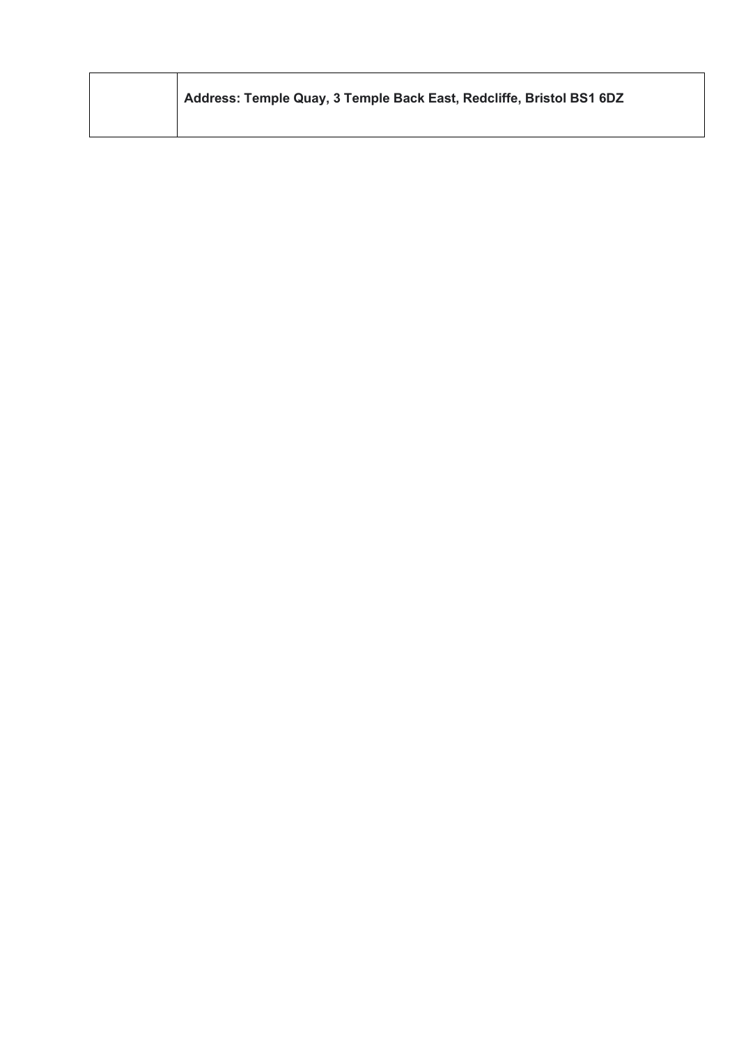| | |
|---|---|
| | **Address: Temple Quay, 3 Temple Back East, Redcliffe, Bristol BS1 6DZ** |